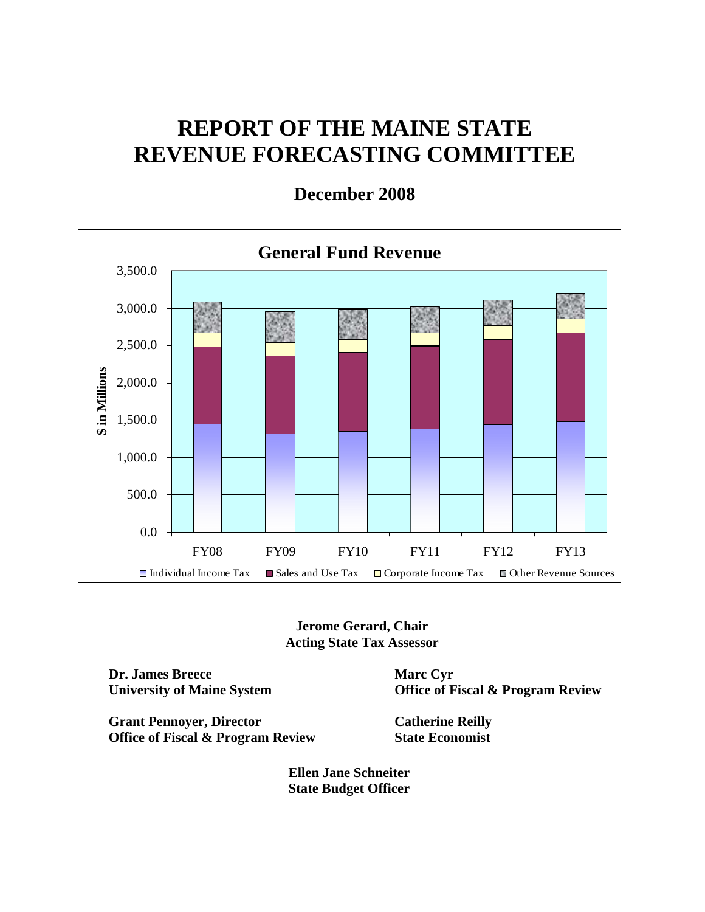# REPORT OF THE MAINE STATE REVENUE FORECASTING COMMITTEE

## December 2008

**General Fund Revenue**

**Jerome Gerard, Chair**
**Acting State Tax Assessor**

**Dr. James Breece**
**University of Maine System**

**Marc Cyr**
**Office of Fiscal & Program Review**

**Grant Pennoyer, Director**
**Office of Fiscal & Program Review**

**Catherine Reilly**
**State Economist**

**Ellen Jane Schneiter**
**State Budget Officer**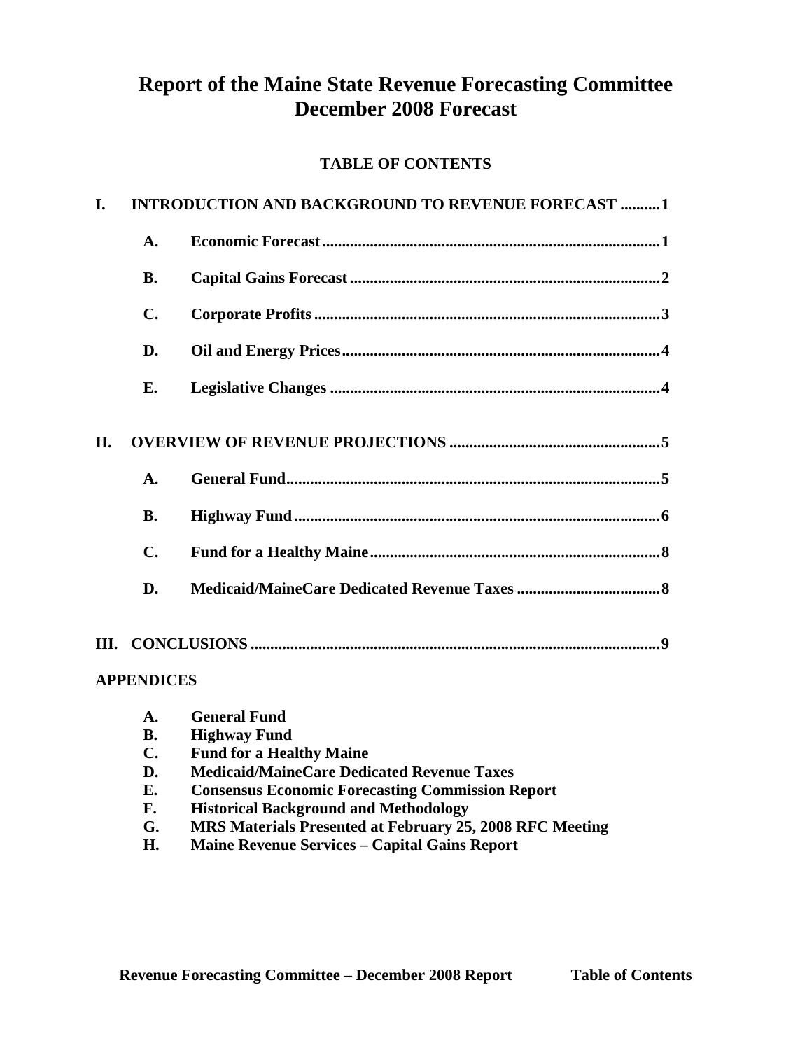# Report of the Maine State Revenue Forecasting Committee
# December 2008 Forecast

## TABLE OF CONTENTS

**I. INTRODUCTION AND BACKGROUND TO REVENUE FORECAST .........1**

- **A. Economic Forecast .........1**
- **B. Capital Gains Forecast .........2**
- **C. Corporate Profits .........3**
- **D. Oil and Energy Prices .........4**
- **E. Legislative Changes .........4**

**II. OVERVIEW OF REVENUE PROJECTIONS .........5**

- **A. General Fund .........5**
- **B. Highway Fund .........6**
- **C. Fund for a Healthy Maine .........8**
- **D. Medicaid/MaineCare Dedicated Revenue Taxes .........8**

**III. CONCLUSIONS .........9**

**APPENDICES**

- **A. General Fund**
- **B. Highway Fund**
- **C. Fund for a Healthy Maine**
- **D. Medicaid/MaineCare Dedicated Revenue Taxes**
- **E. Consensus Economic Forecasting Commission Report**
- **F. Historical Background and Methodology**
- **G. MRS Materials Presented at February 25, 2008 RFC Meeting**
- **H. Maine Revenue Services – Capital Gains Report**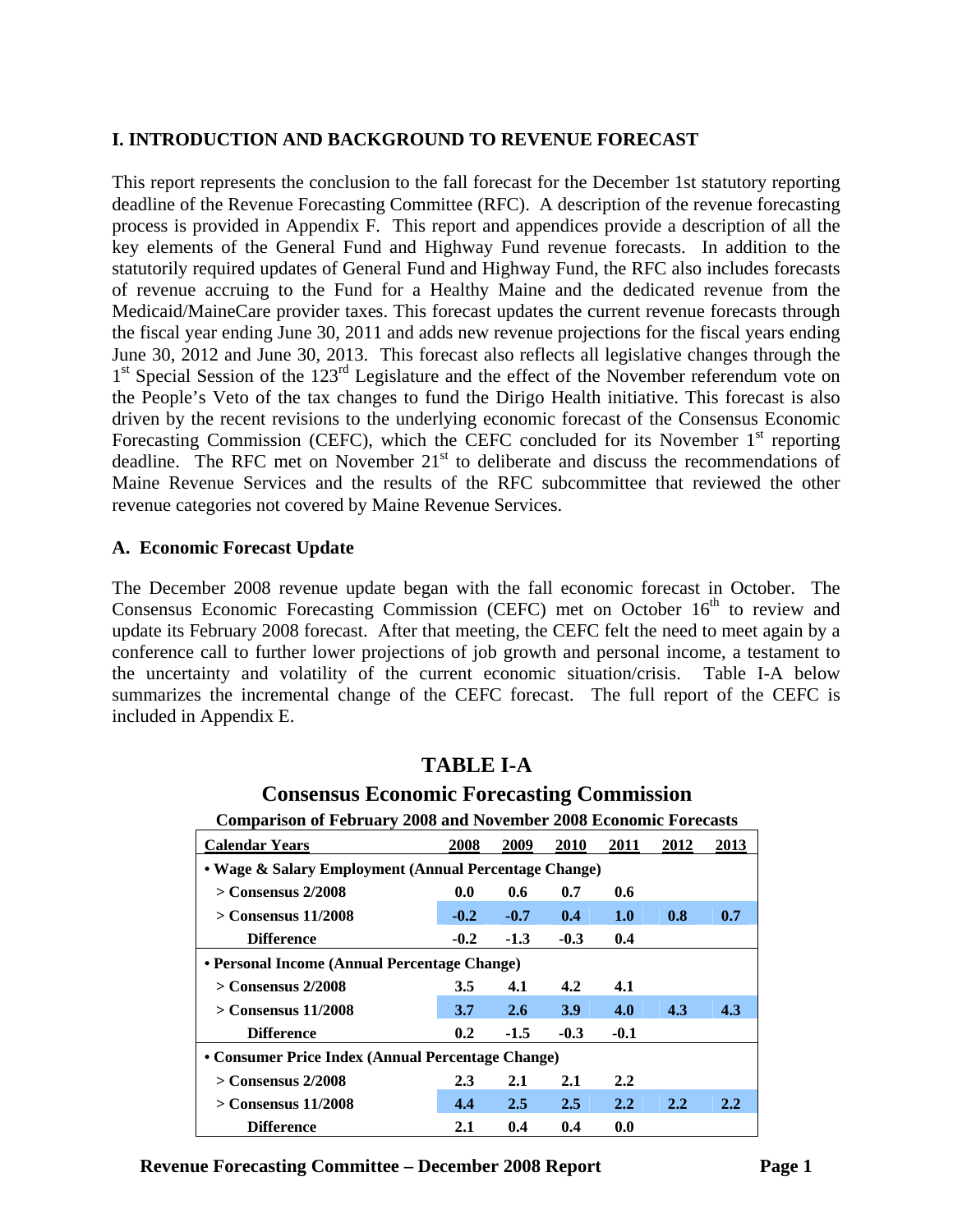## I. INTRODUCTION AND BACKGROUND TO REVENUE FORECAST

This report represents the conclusion to the fall forecast for the December 1st statutory reporting deadline of the Revenue Forecasting Committee (RFC). A description of the revenue forecasting process is provided in Appendix F. This report and appendices provide a description of all the key elements of the General Fund and Highway Fund revenue forecasts. In addition to the statutorily required updates of General Fund and Highway Fund, the RFC also includes forecasts of revenue accruing to the Fund for a Healthy Maine and the dedicated revenue from the Medicaid/MaineCare provider taxes. This forecast updates the current revenue forecasts through the fiscal year ending June 30, 2011 and adds new revenue projections for the fiscal years ending June 30, 2012 and June 30, 2013. This forecast also reflects all legislative changes through the 1st Special Session of the 123rd Legislature and the effect of the November referendum vote on the People's Veto of the tax changes to fund the Dirigo Health initiative. This forecast is also driven by the recent revisions to the underlying economic forecast of the Consensus Economic Forecasting Commission (CEFC), which the CEFC concluded for its November 1st reporting deadline. The RFC met on November 21st to deliberate and discuss the recommendations of Maine Revenue Services and the results of the RFC subcommittee that reviewed the other revenue categories not covered by Maine Revenue Services.

### A. Economic Forecast Update

The December 2008 revenue update began with the fall economic forecast in October. The Consensus Economic Forecasting Commission (CEFC) met on October 16th to review and update its February 2008 forecast. After that meeting, the CEFC felt the need to meet again by a conference call to further lower projections of job growth and personal income, a testament to the uncertainty and volatility of the current economic situation/crisis. Table I-A below summarizes the incremental change of the CEFC forecast. The full report of the CEFC is included in Appendix E.

**TABLE I-A**

**Consensus Economic Forecasting Commission**

**Comparison of February 2008 and November 2008 Economic Forecasts**

| Calendar Years | 2008 | 2009 | 2010 | 2011 | 2012 | 2013 |
|---|---|---|---|---|---|---|
| **• Wage & Salary Employment (Annual Percentage Change)** | | | | | | |
| > Consensus 2/2008 | 0.0 | 0.6 | 0.7 | 0.6 | | |
| > Consensus 11/2008 | -0.2 | -0.7 | 0.4 | 1.0 | 0.8 | 0.7 |
| Difference | -0.2 | -1.3 | -0.3 | 0.4 | | |
| **• Personal Income (Annual Percentage Change)** | | | | | | |
| > Consensus 2/2008 | 3.5 | 4.1 | 4.2 | 4.1 | | |
| > Consensus 11/2008 | 3.7 | 2.6 | 3.9 | 4.0 | 4.3 | 4.3 |
| Difference | 0.2 | -1.5 | -0.3 | -0.1 | | |
| **• Consumer Price Index (Annual Percentage Change)** | | | | | | |
| > Consensus 2/2008 | 2.3 | 2.1 | 2.1 | 2.2 | | |
| > Consensus 11/2008 | 4.4 | 2.5 | 2.5 | 2.2 | 2.2 | 2.2 |
| Difference | 2.1 | 0.4 | 0.4 | 0.0 | | |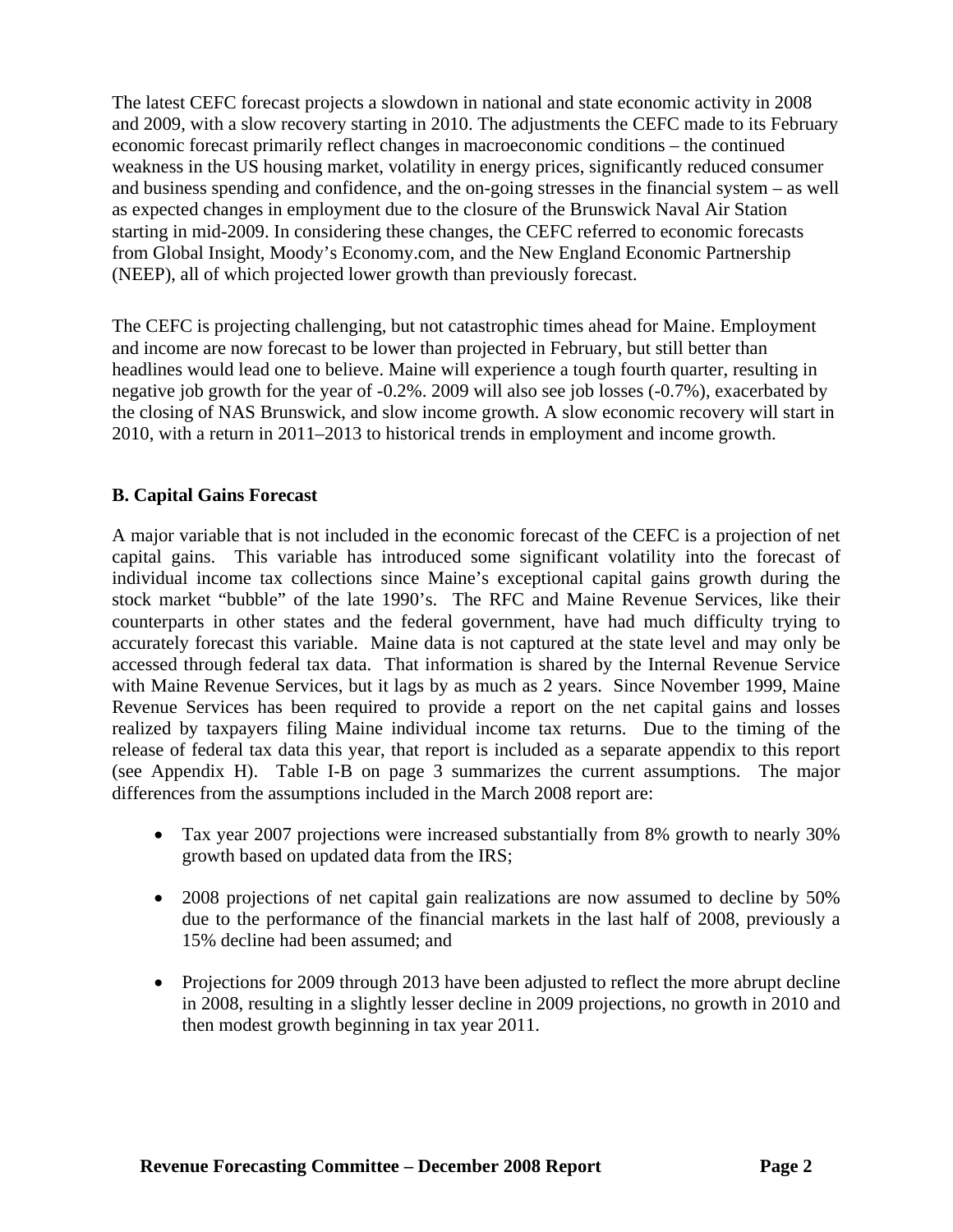The latest CEFC forecast projects a slowdown in national and state economic activity in 2008 and 2009, with a slow recovery starting in 2010. The adjustments the CEFC made to its February economic forecast primarily reflect changes in macroeconomic conditions – the continued weakness in the US housing market, volatility in energy prices, significantly reduced consumer and business spending and confidence, and the on-going stresses in the financial system – as well as expected changes in employment due to the closure of the Brunswick Naval Air Station starting in mid-2009. In considering these changes, the CEFC referred to economic forecasts from Global Insight, Moody's Economy.com, and the New England Economic Partnership (NEEP), all of which projected lower growth than previously forecast.

The CEFC is projecting challenging, but not catastrophic times ahead for Maine. Employment and income are now forecast to be lower than projected in February, but still better than headlines would lead one to believe. Maine will experience a tough fourth quarter, resulting in negative job growth for the year of -0.2%. 2009 will also see job losses (-0.7%), exacerbated by the closing of NAS Brunswick, and slow income growth. A slow economic recovery will start in 2010, with a return in 2011–2013 to historical trends in employment and income growth.

**B. Capital Gains Forecast**

A major variable that is not included in the economic forecast of the CEFC is a projection of net capital gains. This variable has introduced some significant volatility into the forecast of individual income tax collections since Maine's exceptional capital gains growth during the stock market "bubble" of the late 1990's. The RFC and Maine Revenue Services, like their counterparts in other states and the federal government, have had much difficulty trying to accurately forecast this variable. Maine data is not captured at the state level and may only be accessed through federal tax data. That information is shared by the Internal Revenue Service with Maine Revenue Services, but it lags by as much as 2 years. Since November 1999, Maine Revenue Services has been required to provide a report on the net capital gains and losses realized by taxpayers filing Maine individual income tax returns. Due to the timing of the release of federal tax data this year, that report is included as a separate appendix to this report (see Appendix H). Table I-B on page 3 summarizes the current assumptions. The major differences from the assumptions included in the March 2008 report are:

- Tax year 2007 projections were increased substantially from 8% growth to nearly 30% growth based on updated data from the IRS;
- 2008 projections of net capital gain realizations are now assumed to decline by 50% due to the performance of the financial markets in the last half of 2008, previously a 15% decline had been assumed; and
- Projections for 2009 through 2013 have been adjusted to reflect the more abrupt decline in 2008, resulting in a slightly lesser decline in 2009 projections, no growth in 2010 and then modest growth beginning in tax year 2011.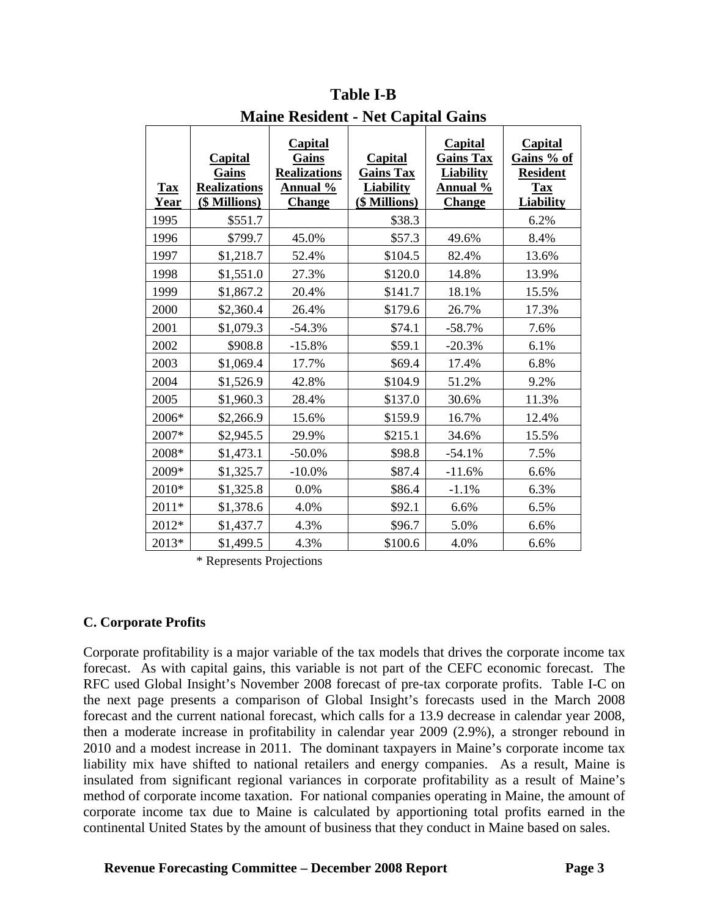**Table I-B**

**Maine Resident - Net Capital Gains**

| Tax Year | Capital Gains Realizations ($ Millions) | Capital Gains Realizations Annual % Change | Capital Gains Tax Liability ($ Millions) | Capital Gains Tax Liability Annual % Change | Capital Gains % of Resident Tax Liability |
|---|---|---|---|---|---|
| 1995 | $551.7 | | $38.3 | | 6.2% |
| 1996 | $799.7 | 45.0% | $57.3 | 49.6% | 8.4% |
| 1997 | $1,218.7 | 52.4% | $104.5 | 82.4% | 13.6% |
| 1998 | $1,551.0 | 27.3% | $120.0 | 14.8% | 13.9% |
| 1999 | $1,867.2 | 20.4% | $141.7 | 18.1% | 15.5% |
| 2000 | $2,360.4 | 26.4% | $179.6 | 26.7% | 17.3% |
| 2001 | $1,079.3 | -54.3% | $74.1 | -58.7% | 7.6% |
| 2002 | $908.8 | -15.8% | $59.1 | -20.3% | 6.1% |
| 2003 | $1,069.4 | 17.7% | $69.4 | 17.4% | 6.8% |
| 2004 | $1,526.9 | 42.8% | $104.9 | 51.2% | 9.2% |
| 2005 | $1,960.3 | 28.4% | $137.0 | 30.6% | 11.3% |
| 2006* | $2,266.9 | 15.6% | $159.9 | 16.7% | 12.4% |
| 2007* | $2,945.5 | 29.9% | $215.1 | 34.6% | 15.5% |
| 2008* | $1,473.1 | -50.0% | $98.8 | -54.1% | 7.5% |
| 2009* | $1,325.7 | -10.0% | $87.4 | -11.6% | 6.6% |
| 2010* | $1,325.8 | 0.0% | $86.4 | -1.1% | 6.3% |
| 2011* | $1,378.6 | 4.0% | $92.1 | 6.6% | 6.5% |
| 2012* | $1,437.7 | 4.3% | $96.7 | 5.0% | 6.6% |
| 2013* | $1,499.5 | 4.3% | $100.6 | 4.0% | 6.6% |

\* Represents Projections

### C. Corporate Profits

Corporate profitability is a major variable of the tax models that drives the corporate income tax forecast. As with capital gains, this variable is not part of the CEFC economic forecast. The RFC used Global Insight's November 2008 forecast of pre-tax corporate profits. Table I-C on the next page presents a comparison of Global Insight's forecasts used in the March 2008 forecast and the current national forecast, which calls for a 13.9 decrease in calendar year 2008, then a moderate increase in profitability in calendar year 2009 (2.9%), a stronger rebound in 2010 and a modest increase in 2011. The dominant taxpayers in Maine's corporate income tax liability mix have shifted to national retailers and energy companies. As a result, Maine is insulated from significant regional variances in corporate profitability as a result of Maine's method of corporate income taxation. For national companies operating in Maine, the amount of corporate income tax due to Maine is calculated by apportioning total profits earned in the continental United States by the amount of business that they conduct in Maine based on sales.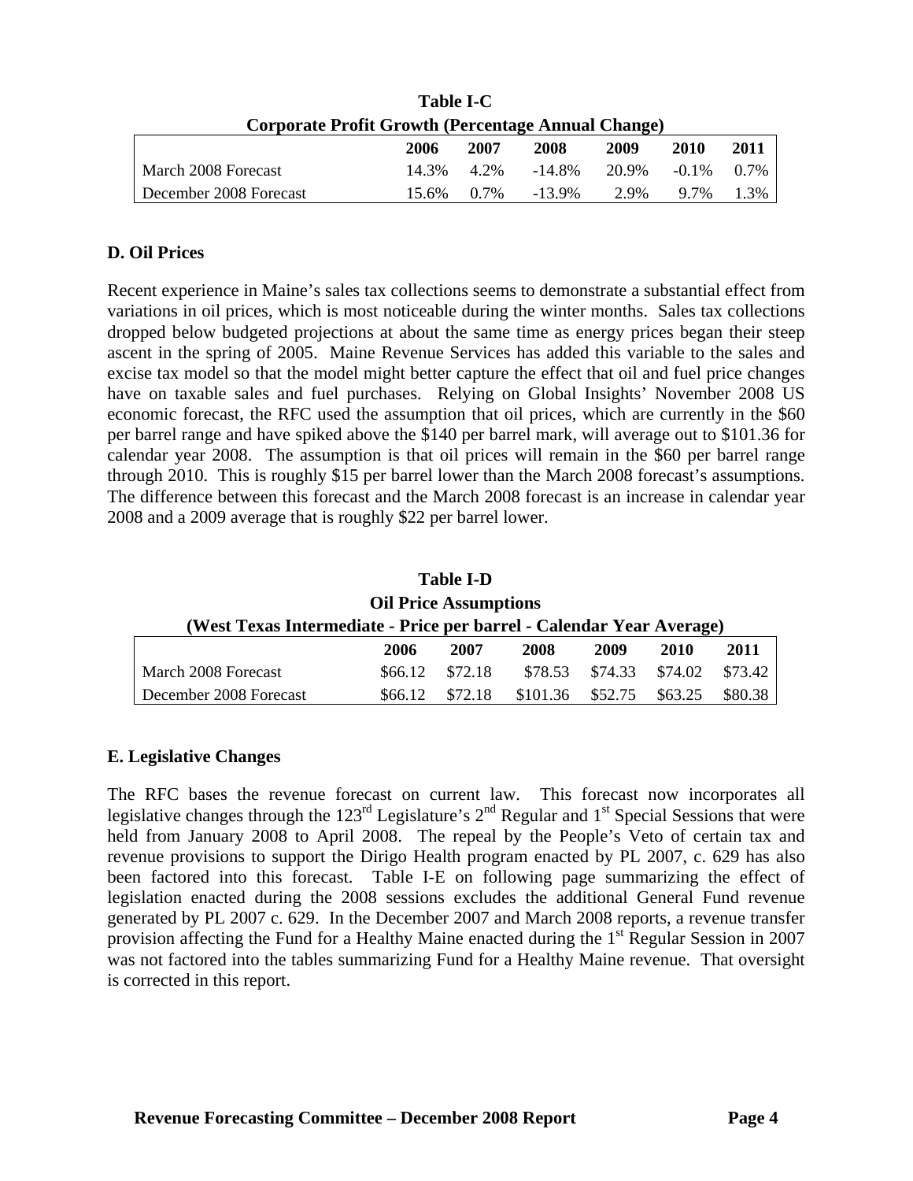**Table I-C**
**Corporate Profit Growth (Percentage Annual Change)**

| | 2006 | 2007 | 2008 | 2009 | 2010 | 2011 |
|---|---|---|---|---|---|---|
| March 2008 Forecast | 14.3% | 4.2% | -14.8% | 20.9% | -0.1% | 0.7% |
| December 2008 Forecast | 15.6% | 0.7% | -13.9% | 2.9% | 9.7% | 1.3% |

### D. Oil Prices

Recent experience in Maine's sales tax collections seems to demonstrate a substantial effect from variations in oil prices, which is most noticeable during the winter months. Sales tax collections dropped below budgeted projections at about the same time as energy prices began their steep ascent in the spring of 2005. Maine Revenue Services has added this variable to the sales and excise tax model so that the model might better capture the effect that oil and fuel price changes have on taxable sales and fuel purchases. Relying on Global Insights' November 2008 US economic forecast, the RFC used the assumption that oil prices, which are currently in the $60 per barrel range and have spiked above the $140 per barrel mark, will average out to $101.36 for calendar year 2008. The assumption is that oil prices will remain in the $60 per barrel range through 2010. This is roughly $15 per barrel lower than the March 2008 forecast's assumptions. The difference between this forecast and the March 2008 forecast is an increase in calendar year 2008 and a 2009 average that is roughly $22 per barrel lower.

**Table I-D**
**Oil Price Assumptions**
**(West Texas Intermediate - Price per barrel - Calendar Year Average)**

| | 2006 | 2007 | 2008 | 2009 | 2010 | 2011 |
|---|---|---|---|---|---|---|
| March 2008 Forecast | $66.12 | $72.18 | $78.53 | $74.33 | $74.02 | $73.42 |
| December 2008 Forecast | $66.12 | $72.18 | $101.36 | $52.75 | $63.25 | $80.38 |

### E. Legislative Changes

The RFC bases the revenue forecast on current law. This forecast now incorporates all legislative changes through the 123rd Legislature's 2nd Regular and 1st Special Sessions that were held from January 2008 to April 2008. The repeal by the People's Veto of certain tax and revenue provisions to support the Dirigo Health program enacted by PL 2007, c. 629 has also been factored into this forecast. Table I-E on following page summarizing the effect of legislation enacted during the 2008 sessions excludes the additional General Fund revenue generated by PL 2007 c. 629. In the December 2007 and March 2008 reports, a revenue transfer provision affecting the Fund for a Healthy Maine enacted during the 1st Regular Session in 2007 was not factored into the tables summarizing Fund for a Healthy Maine revenue. That oversight is corrected in this report.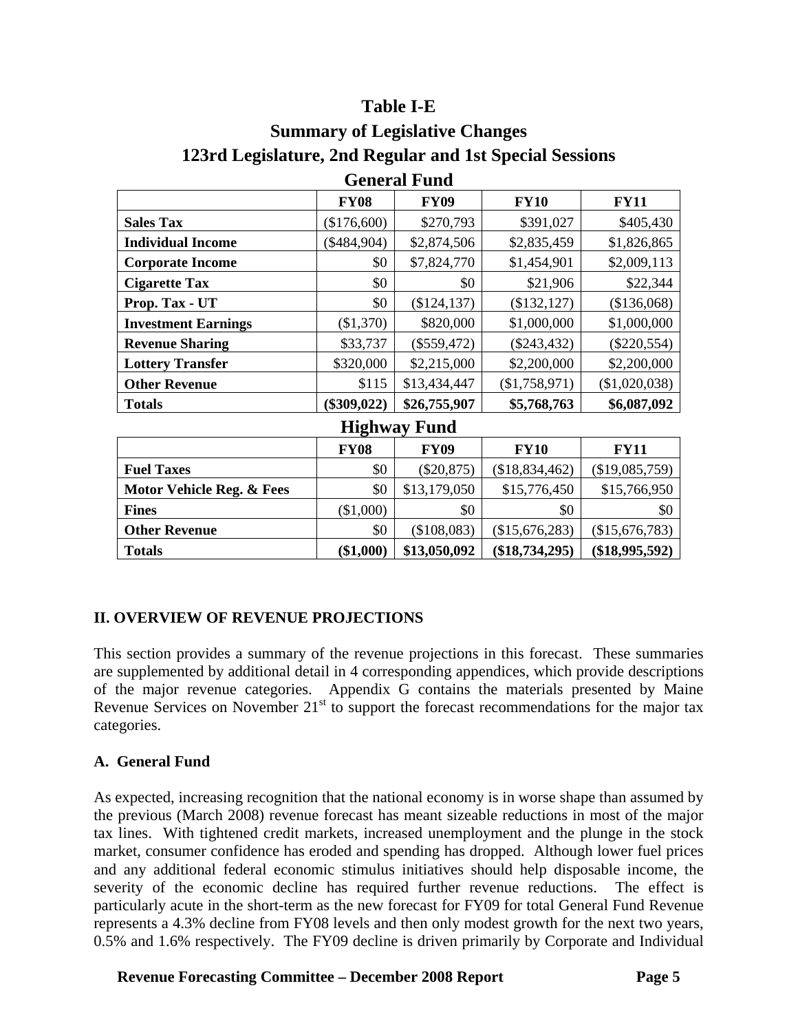# Table I-E

## Summary of Legislative Changes

## 123rd Legislature, 2nd Regular and 1st Special Sessions

### General Fund

| | FY08 | FY09 | FY10 | FY11 |
|---|---|---|---|---|
| **Sales Tax** | ($176,600) | $270,793 | $391,027 | $405,430 |
| **Individual Income** | ($484,904) | $2,874,506 | $2,835,459 | $1,826,865 |
| **Corporate Income** | $0 | $7,824,770 | $1,454,901 | $2,009,113 |
| **Cigarette Tax** | $0 | $0 | $21,906 | $22,344 |
| **Prop. Tax - UT** | $0 | ($124,137) | ($132,127) | ($136,068) |
| **Investment Earnings** | ($1,370) | $820,000 | $1,000,000 | $1,000,000 |
| **Revenue Sharing** | $33,737 | ($559,472) | ($243,432) | ($220,554) |
| **Lottery Transfer** | $320,000 | $2,215,000 | $2,200,000 | $2,200,000 |
| **Other Revenue** | $115 | $13,434,447 | ($1,758,971) | ($1,020,038) |
| **Totals** | **($309,022)** | **$26,755,907** | **$5,768,763** | **$6,087,092** |

### Highway Fund

| | FY08 | FY09 | FY10 | FY11 |
|---|---|---|---|---|
| **Fuel Taxes** | $0 | ($20,875) | ($18,834,462) | ($19,085,759) |
| **Motor Vehicle Reg. & Fees** | $0 | $13,179,050 | $15,776,450 | $15,766,950 |
| **Fines** | ($1,000) | $0 | $0 | $0 |
| **Other Revenue** | $0 | ($108,083) | ($15,676,283) | ($15,676,783) |
| **Totals** | **($1,000)** | **$13,050,092** | **($18,734,295)** | **($18,995,592)** |

## II. OVERVIEW OF REVENUE PROJECTIONS

This section provides a summary of the revenue projections in this forecast. These summaries are supplemented by additional detail in 4 corresponding appendices, which provide descriptions of the major revenue categories. Appendix G contains the materials presented by Maine Revenue Services on November 21st to support the forecast recommendations for the major tax categories.

### A. General Fund

As expected, increasing recognition that the national economy is in worse shape than assumed by the previous (March 2008) revenue forecast has meant sizeable reductions in most of the major tax lines. With tightened credit markets, increased unemployment and the plunge in the stock market, consumer confidence has eroded and spending has dropped. Although lower fuel prices and any additional federal economic stimulus initiatives should help disposable income, the severity of the economic decline has required further revenue reductions. The effect is particularly acute in the short-term as the new forecast for FY09 for total General Fund Revenue represents a 4.3% decline from FY08 levels and then only modest growth for the next two years, 0.5% and 1.6% respectively. The FY09 decline is driven primarily by Corporate and Individual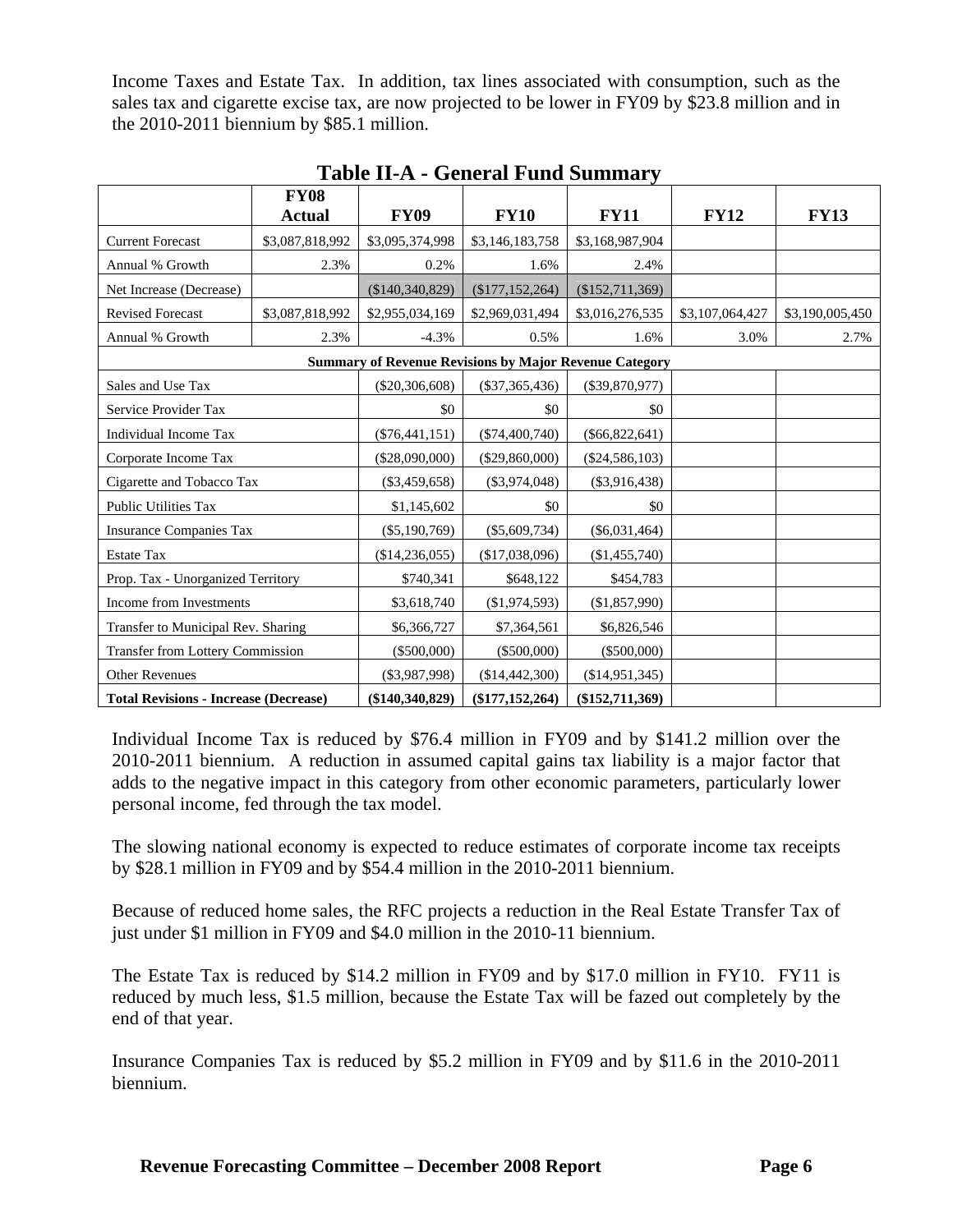Income Taxes and Estate Tax. In addition, tax lines associated with consumption, such as the sales tax and cigarette excise tax, are now projected to be lower in FY09 by $23.8 million and in the 2010-2011 biennium by $85.1 million.

**Table II-A - General Fund Summary**

| | FY08 Actual | FY09 | FY10 | FY11 | FY12 | FY13 |
|---|---|---|---|---|---|---|
| Current Forecast | $3,087,818,992 | $3,095,374,998 | $3,146,183,758 | $3,168,987,904 | | |
| Annual % Growth | 2.3% | 0.2% | 1.6% | 2.4% | | |
| Net Increase (Decrease) | | ($140,340,829) | ($177,152,264) | ($152,711,369) | | |
| Revised Forecast | $3,087,818,992 | $2,955,034,169 | $2,969,031,494 | $3,016,276,535 | $3,107,064,427 | $3,190,005,450 |
| Annual % Growth | 2.3% | -4.3% | 0.5% | 1.6% | 3.0% | 2.7% |
| **Summary of Revenue Revisions by Major Revenue Category** | | | | | | |
| Sales and Use Tax | | ($20,306,608) | ($37,365,436) | ($39,870,977) | | |
| Service Provider Tax | | $0 | $0 | $0 | | |
| Individual Income Tax | | ($76,441,151) | ($74,400,740) | ($66,822,641) | | |
| Corporate Income Tax | | ($28,090,000) | ($29,860,000) | ($24,586,103) | | |
| Cigarette and Tobacco Tax | | ($3,459,658) | ($3,974,048) | ($3,916,438) | | |
| Public Utilities Tax | | $1,145,602 | $0 | $0 | | |
| Insurance Companies Tax | | ($5,190,769) | ($5,609,734) | ($6,031,464) | | |
| Estate Tax | | ($14,236,055) | ($17,038,096) | ($1,455,740) | | |
| Prop. Tax - Unorganized Territory | | $740,341 | $648,122 | $454,783 | | |
| Income from Investments | | $3,618,740 | ($1,974,593) | ($1,857,990) | | |
| Transfer to Municipal Rev. Sharing | | $6,366,727 | $7,364,561 | $6,826,546 | | |
| Transfer from Lottery Commission | | ($500,000) | ($500,000) | ($500,000) | | |
| Other Revenues | | ($3,987,998) | ($14,442,300) | ($14,951,345) | | |
| **Total Revisions - Increase (Decrease)** | | **($140,340,829)** | **($177,152,264)** | **($152,711,369)** | | |

Individual Income Tax is reduced by $76.4 million in FY09 and by $141.2 million over the 2010-2011 biennium. A reduction in assumed capital gains tax liability is a major factor that adds to the negative impact in this category from other economic parameters, particularly lower personal income, fed through the tax model.

The slowing national economy is expected to reduce estimates of corporate income tax receipts by $28.1 million in FY09 and by $54.4 million in the 2010-2011 biennium.

Because of reduced home sales, the RFC projects a reduction in the Real Estate Transfer Tax of just under $1 million in FY09 and $4.0 million in the 2010-11 biennium.

The Estate Tax is reduced by $14.2 million in FY09 and by $17.0 million in FY10. FY11 is reduced by much less, $1.5 million, because the Estate Tax will be fazed out completely by the end of that year.

Insurance Companies Tax is reduced by $5.2 million in FY09 and by $11.6 in the 2010-2011 biennium.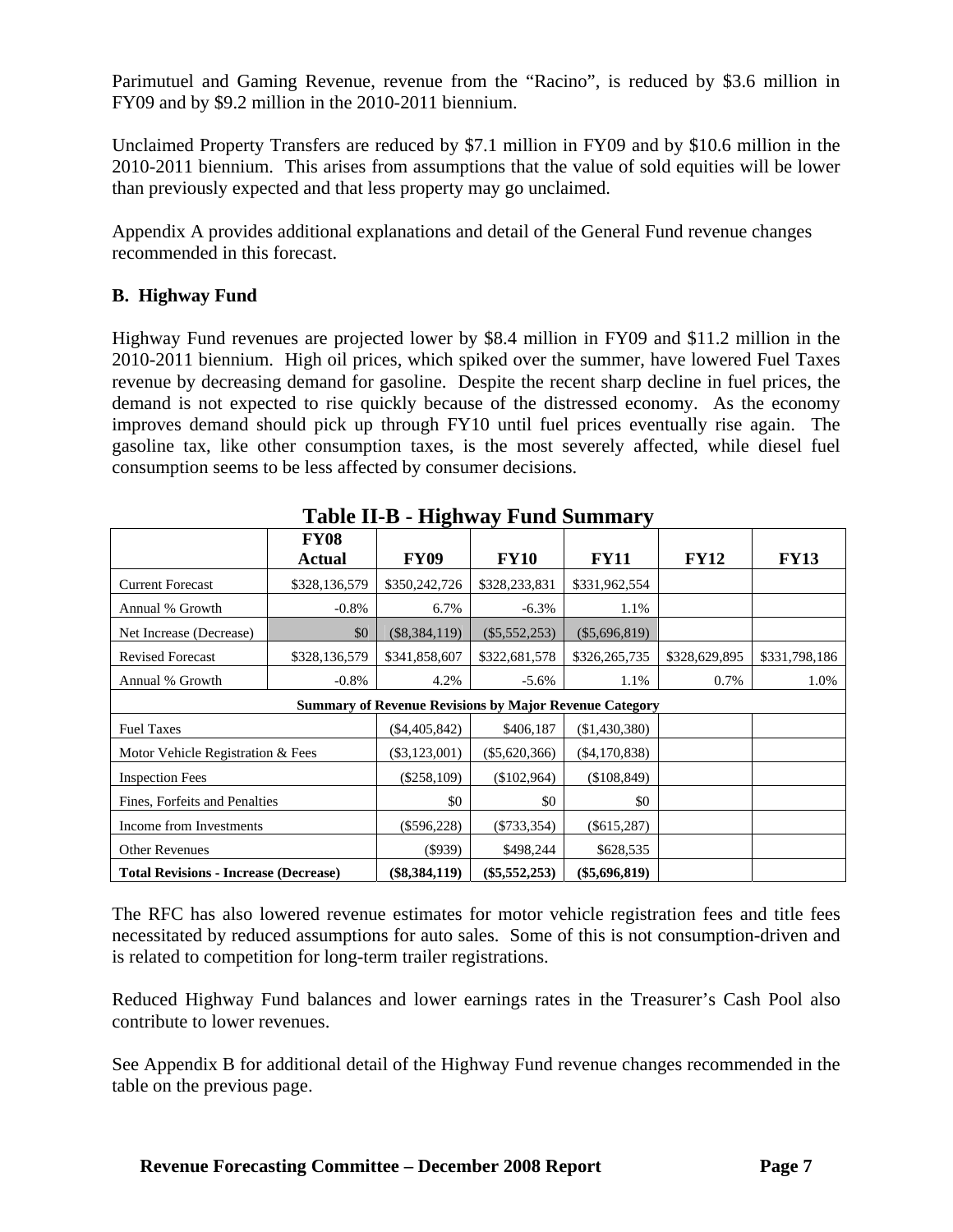Parimutuel and Gaming Revenue, revenue from the "Racino", is reduced by \$3.6 million in FY09 and by \$9.2 million in the 2010-2011 biennium.

Unclaimed Property Transfers are reduced by \$7.1 million in FY09 and by \$10.6 million in the 2010-2011 biennium. This arises from assumptions that the value of sold equities will be lower than previously expected and that less property may go unclaimed.

Appendix A provides additional explanations and detail of the General Fund revenue changes recommended in this forecast.

**B. Highway Fund**

Highway Fund revenues are projected lower by \$8.4 million in FY09 and \$11.2 million in the 2010-2011 biennium. High oil prices, which spiked over the summer, have lowered Fuel Taxes revenue by decreasing demand for gasoline. Despite the recent sharp decline in fuel prices, the demand is not expected to rise quickly because of the distressed economy. As the economy improves demand should pick up through FY10 until fuel prices eventually rise again. The gasoline tax, like other consumption taxes, is the most severely affected, while diesel fuel consumption seems to be less affected by consumer decisions.

**Table II-B - Highway Fund Summary**

| | FY08 Actual | FY09 | FY10 | FY11 | FY12 | FY13 |
|---|---|---|---|---|---|---|
| Current Forecast | \$328,136,579 | \$350,242,726 | \$328,233,831 | \$331,962,554 | | |
| Annual % Growth | -0.8% | 6.7% | -6.3% | 1.1% | | |
| Net Increase (Decrease) | \$0 | (\$8,384,119) | (\$5,552,253) | (\$5,696,819) | | |
| Revised Forecast | \$328,136,579 | \$341,858,607 | \$322,681,578 | \$326,265,735 | \$328,629,895 | \$331,798,186 |
| Annual % Growth | -0.8% | 4.2% | -5.6% | 1.1% | 0.7% | 1.0% |
| **Summary of Revenue Revisions by Major Revenue Category** | | | | | | |
| Fuel Taxes | | (\$4,405,842) | \$406,187 | (\$1,430,380) | | |
| Motor Vehicle Registration & Fees | | (\$3,123,001) | (\$5,620,366) | (\$4,170,838) | | |
| Inspection Fees | | (\$258,109) | (\$102,964) | (\$108,849) | | |
| Fines, Forfeits and Penalties | | \$0 | \$0 | \$0 | | |
| Income from Investments | | (\$596,228) | (\$733,354) | (\$615,287) | | |
| Other Revenues | | (\$939) | \$498,244 | \$628,535 | | |
| **Total Revisions - Increase (Decrease)** | | **(\$8,384,119)** | **(\$5,552,253)** | **(\$5,696,819)** | | |

The RFC has also lowered revenue estimates for motor vehicle registration fees and title fees necessitated by reduced assumptions for auto sales. Some of this is not consumption-driven and is related to competition for long-term trailer registrations.

Reduced Highway Fund balances and lower earnings rates in the Treasurer's Cash Pool also contribute to lower revenues.

See Appendix B for additional detail of the Highway Fund revenue changes recommended in the table on the previous page.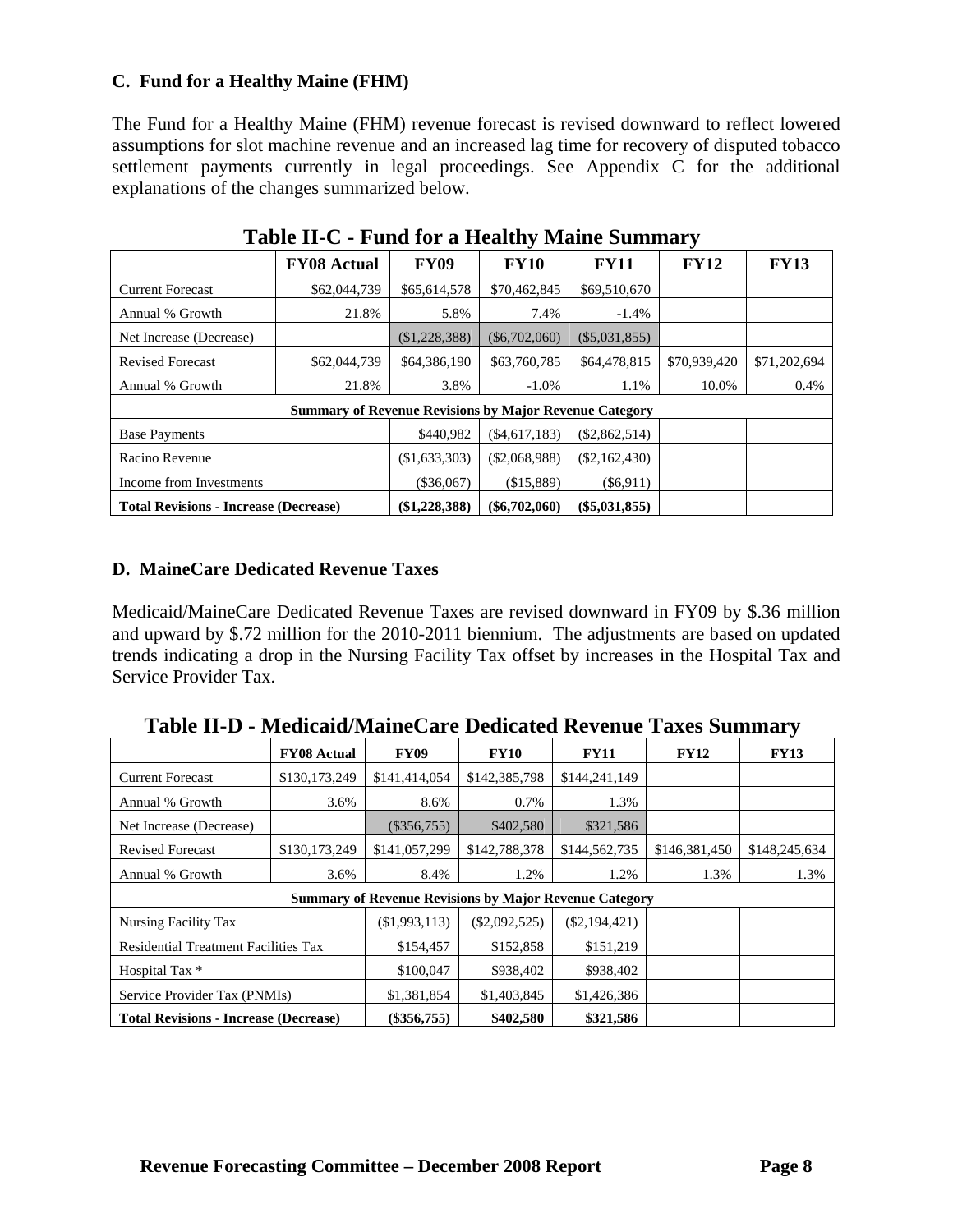### C. Fund for a Healthy Maine (FHM)

The Fund for a Healthy Maine (FHM) revenue forecast is revised downward to reflect lowered assumptions for slot machine revenue and an increased lag time for recovery of disputed tobacco settlement payments currently in legal proceedings. See Appendix C for the additional explanations of the changes summarized below.

**Table II-C - Fund for a Healthy Maine Summary**

| | FY08 Actual | FY09 | FY10 | FY11 | FY12 | FY13 |
|---|---|---|---|---|---|---|
| Current Forecast | $62,044,739 | $65,614,578 | $70,462,845 | $69,510,670 | | |
| Annual % Growth | 21.8% | 5.8% | 7.4% | -1.4% | | |
| Net Increase (Decrease) | | ($1,228,388) | ($6,702,060) | ($5,031,855) | | |
| Revised Forecast | $62,044,739 | $64,386,190 | $63,760,785 | $64,478,815 | $70,939,420 | $71,202,694 |
| Annual % Growth | 21.8% | 3.8% | -1.0% | 1.1% | 10.0% | 0.4% |
| **Summary of Revenue Revisions by Major Revenue Category** | | | | | | |
| Base Payments | | $440,982 | ($4,617,183) | ($2,862,514) | | |
| Racino Revenue | | ($1,633,303) | ($2,068,988) | ($2,162,430) | | |
| Income from Investments | | ($36,067) | ($15,889) | ($6,911) | | |
| **Total Revisions - Increase (Decrease)** | | **($1,228,388)** | **($6,702,060)** | **($5,031,855)** | | |

### D. MaineCare Dedicated Revenue Taxes

Medicaid/MaineCare Dedicated Revenue Taxes are revised downward in FY09 by $.36 million and upward by $.72 million for the 2010-2011 biennium. The adjustments are based on updated trends indicating a drop in the Nursing Facility Tax offset by increases in the Hospital Tax and Service Provider Tax.

**Table II-D - Medicaid/MaineCare Dedicated Revenue Taxes Summary**

| | FY08 Actual | FY09 | FY10 | FY11 | FY12 | FY13 |
|---|---|---|---|---|---|---|
| Current Forecast | $130,173,249 | $141,414,054 | $142,385,798 | $144,241,149 | | |
| Annual % Growth | 3.6% | 8.6% | 0.7% | 1.3% | | |
| Net Increase (Decrease) | | ($356,755) | $402,580 | $321,586 | | |
| Revised Forecast | $130,173,249 | $141,057,299 | $142,788,378 | $144,562,735 | $146,381,450 | $148,245,634 |
| Annual % Growth | 3.6% | 8.4% | 1.2% | 1.2% | 1.3% | 1.3% |
| **Summary of Revenue Revisions by Major Revenue Category** | | | | | | |
| Nursing Facility Tax | | ($1,993,113) | ($2,092,525) | ($2,194,421) | | |
| Residential Treatment Facilities Tax | | $154,457 | $152,858 | $151,219 | | |
| Hospital Tax * | | $100,047 | $938,402 | $938,402 | | |
| Service Provider Tax (PNMIs) | | $1,381,854 | $1,403,845 | $1,426,386 | | |
| **Total Revisions - Increase (Decrease)** | | **($356,755)** | **$402,580** | **$321,586** | | |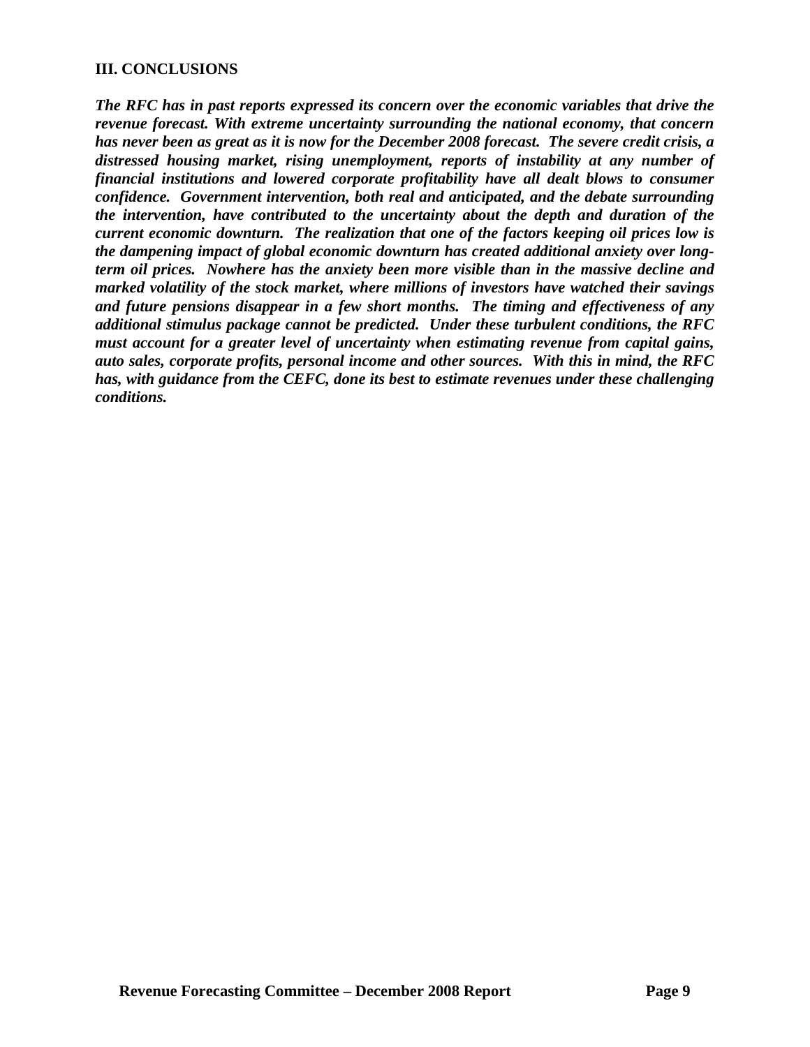## III. CONCLUSIONS

***The RFC has in past reports expressed its concern over the economic variables that drive the revenue forecast. With extreme uncertainty surrounding the national economy, that concern has never been as great as it is now for the December 2008 forecast. The severe credit crisis, a distressed housing market, rising unemployment, reports of instability at any number of financial institutions and lowered corporate profitability have all dealt blows to consumer confidence. Government intervention, both real and anticipated, and the debate surrounding the intervention, have contributed to the uncertainty about the depth and duration of the current economic downturn. The realization that one of the factors keeping oil prices low is the dampening impact of global economic downturn has created additional anxiety over long-term oil prices. Nowhere has the anxiety been more visible than in the massive decline and marked volatility of the stock market, where millions of investors have watched their savings and future pensions disappear in a few short months. The timing and effectiveness of any additional stimulus package cannot be predicted. Under these turbulent conditions, the RFC must account for a greater level of uncertainty when estimating revenue from capital gains, auto sales, corporate profits, personal income and other sources. With this in mind, the RFC has, with guidance from the CEFC, done its best to estimate revenues under these challenging conditions.***